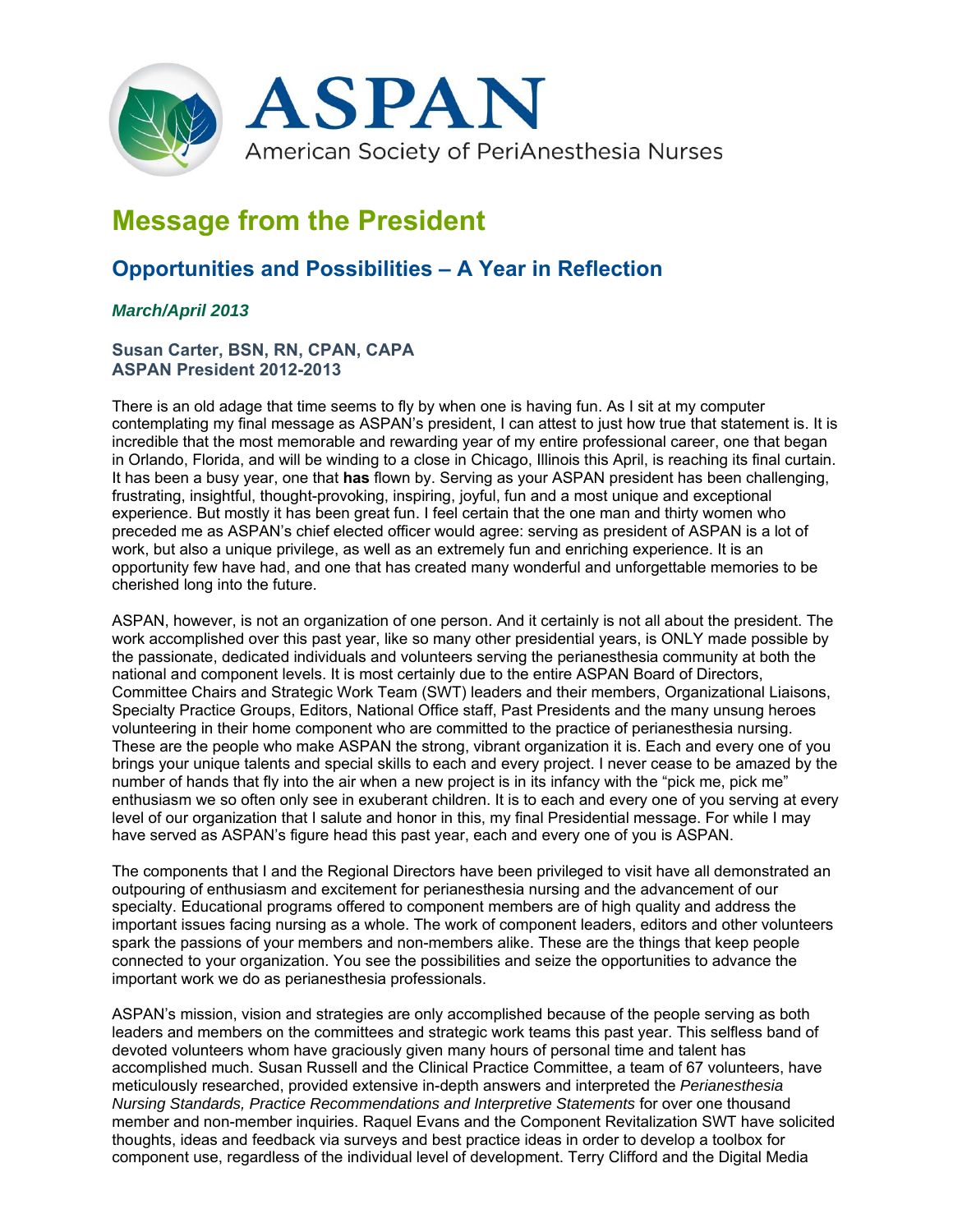ASPAN

American Society of PeriAnesthesia Nurses

# Message from the President

## Opportunities and Possibilities – A Year in Reflection

*March/April 2013*

**Susan Carter, BSN, RN, CPAN, CAPA**
**ASPAN President 2012-2013**

There is an old adage that time seems to fly by when one is having fun. As I sit at my computer contemplating my final message as ASPAN's president, I can attest to just how true that statement is. It is incredible that the most memorable and rewarding year of my entire professional career, one that began in Orlando, Florida, and will be winding to a close in Chicago, Illinois this April, is reaching its final curtain. It has been a busy year, one that **has** flown by. Serving as your ASPAN president has been challenging, frustrating, insightful, thought-provoking, inspiring, joyful, fun and a most unique and exceptional experience. But mostly it has been great fun. I feel certain that the one man and thirty women who preceded me as ASPAN's chief elected officer would agree: serving as president of ASPAN is a lot of work, but also a unique privilege, as well as an extremely fun and enriching experience. It is an opportunity few have had, and one that has created many wonderful and unforgettable memories to be cherished long into the future.

ASPAN, however, is not an organization of one person. And it certainly is not all about the president. The work accomplished over this past year, like so many other presidential years, is ONLY made possible by the passionate, dedicated individuals and volunteers serving the perianesthesia community at both the national and component levels. It is most certainly due to the entire ASPAN Board of Directors, Committee Chairs and Strategic Work Team (SWT) leaders and their members, Organizational Liaisons, Specialty Practice Groups, Editors, National Office staff, Past Presidents and the many unsung heroes volunteering in their home component who are committed to the practice of perianesthesia nursing. These are the people who make ASPAN the strong, vibrant organization it is. Each and every one of you brings your unique talents and special skills to each and every project. I never cease to be amazed by the number of hands that fly into the air when a new project is in its infancy with the "pick me, pick me" enthusiasm we so often only see in exuberant children. It is to each and every one of you serving at every level of our organization that I salute and honor in this, my final Presidential message. For while I may have served as ASPAN's figure head this past year, each and every one of you is ASPAN.

The components that I and the Regional Directors have been privileged to visit have all demonstrated an outpouring of enthusiasm and excitement for perianesthesia nursing and the advancement of our specialty. Educational programs offered to component members are of high quality and address the important issues facing nursing as a whole. The work of component leaders, editors and other volunteers spark the passions of your members and non-members alike. These are the things that keep people connected to your organization. You see the possibilities and seize the opportunities to advance the important work we do as perianesthesia professionals.

ASPAN's mission, vision and strategies are only accomplished because of the people serving as both leaders and members on the committees and strategic work teams this past year. This selfless band of devoted volunteers whom have graciously given many hours of personal time and talent has accomplished much. Susan Russell and the Clinical Practice Committee, a team of 67 volunteers, have meticulously researched, provided extensive in-depth answers and interpreted the *Perianesthesia Nursing Standards, Practice Recommendations and Interpretive Statements* for over one thousand member and non-member inquiries. Raquel Evans and the Component Revitalization SWT have solicited thoughts, ideas and feedback via surveys and best practice ideas in order to develop a toolbox for component use, regardless of the individual level of development. Terry Clifford and the Digital Media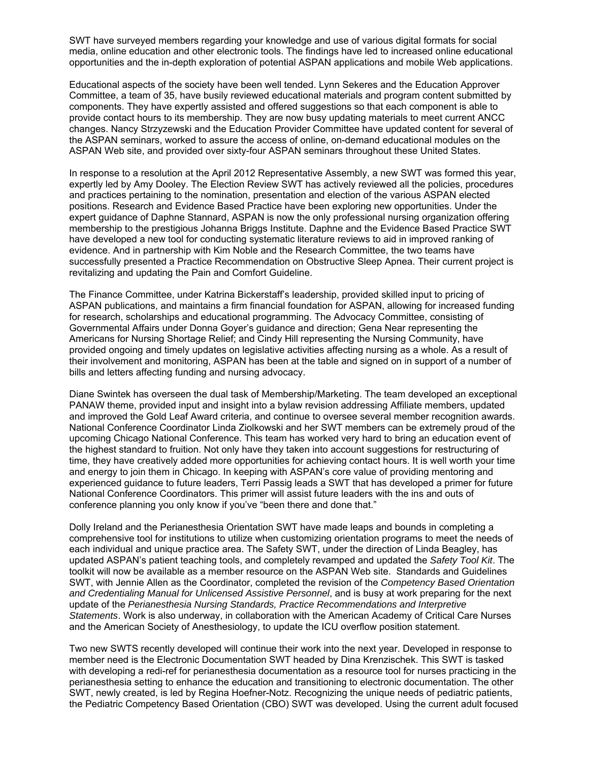SWT have surveyed members regarding your knowledge and use of various digital formats for social media, online education and other electronic tools. The findings have led to increased online educational opportunities and the in-depth exploration of potential ASPAN applications and mobile Web applications.

Educational aspects of the society have been well tended. Lynn Sekeres and the Education Approver Committee, a team of 35, have busily reviewed educational materials and program content submitted by components. They have expertly assisted and offered suggestions so that each component is able to provide contact hours to its membership. They are now busy updating materials to meet current ANCC changes. Nancy Strzyzewski and the Education Provider Committee have updated content for several of the ASPAN seminars, worked to assure the access of online, on-demand educational modules on the ASPAN Web site, and provided over sixty-four ASPAN seminars throughout these United States.

In response to a resolution at the April 2012 Representative Assembly, a new SWT was formed this year, expertly led by Amy Dooley. The Election Review SWT has actively reviewed all the policies, procedures and practices pertaining to the nomination, presentation and election of the various ASPAN elected positions. Research and Evidence Based Practice have been exploring new opportunities. Under the expert guidance of Daphne Stannard, ASPAN is now the only professional nursing organization offering membership to the prestigious Johanna Briggs Institute. Daphne and the Evidence Based Practice SWT have developed a new tool for conducting systematic literature reviews to aid in improved ranking of evidence. And in partnership with Kim Noble and the Research Committee, the two teams have successfully presented a Practice Recommendation on Obstructive Sleep Apnea. Their current project is revitalizing and updating the Pain and Comfort Guideline.

The Finance Committee, under Katrina Bickerstaff's leadership, provided skilled input to pricing of ASPAN publications, and maintains a firm financial foundation for ASPAN, allowing for increased funding for research, scholarships and educational programming. The Advocacy Committee, consisting of Governmental Affairs under Donna Goyer's guidance and direction; Gena Near representing the Americans for Nursing Shortage Relief; and Cindy Hill representing the Nursing Community, have provided ongoing and timely updates on legislative activities affecting nursing as a whole. As a result of their involvement and monitoring, ASPAN has been at the table and signed on in support of a number of bills and letters affecting funding and nursing advocacy.

Diane Swintek has overseen the dual task of Membership/Marketing. The team developed an exceptional PANAW theme, provided input and insight into a bylaw revision addressing Affiliate members, updated and improved the Gold Leaf Award criteria, and continue to oversee several member recognition awards. National Conference Coordinator Linda Ziolkowski and her SWT members can be extremely proud of the upcoming Chicago National Conference. This team has worked very hard to bring an education event of the highest standard to fruition. Not only have they taken into account suggestions for restructuring of time, they have creatively added more opportunities for achieving contact hours. It is well worth your time and energy to join them in Chicago. In keeping with ASPAN's core value of providing mentoring and experienced guidance to future leaders, Terri Passig leads a SWT that has developed a primer for future National Conference Coordinators. This primer will assist future leaders with the ins and outs of conference planning you only know if you've "been there and done that."

Dolly Ireland and the Perianesthesia Orientation SWT have made leaps and bounds in completing a comprehensive tool for institutions to utilize when customizing orientation programs to meet the needs of each individual and unique practice area. The Safety SWT, under the direction of Linda Beagley, has updated ASPAN's patient teaching tools, and completely revamped and updated the *Safety Tool Kit*. The toolkit will now be available as a member resource on the ASPAN Web site. Standards and Guidelines SWT, with Jennie Allen as the Coordinator, completed the revision of the *Competency Based Orientation and Credentialing Manual for Unlicensed Assistive Personnel*, and is busy at work preparing for the next update of the *Perianesthesia Nursing Standards, Practice Recommendations and Interpretive Statements*. Work is also underway, in collaboration with the American Academy of Critical Care Nurses and the American Society of Anesthesiology, to update the ICU overflow position statement.

Two new SWTS recently developed will continue their work into the next year. Developed in response to member need is the Electronic Documentation SWT headed by Dina Krenzischek. This SWT is tasked with developing a redi-ref for perianesthesia documentation as a resource tool for nurses practicing in the perianesthesia setting to enhance the education and transitioning to electronic documentation. The other SWT, newly created, is led by Regina Hoefner-Notz. Recognizing the unique needs of pediatric patients, the Pediatric Competency Based Orientation (CBO) SWT was developed. Using the current adult focused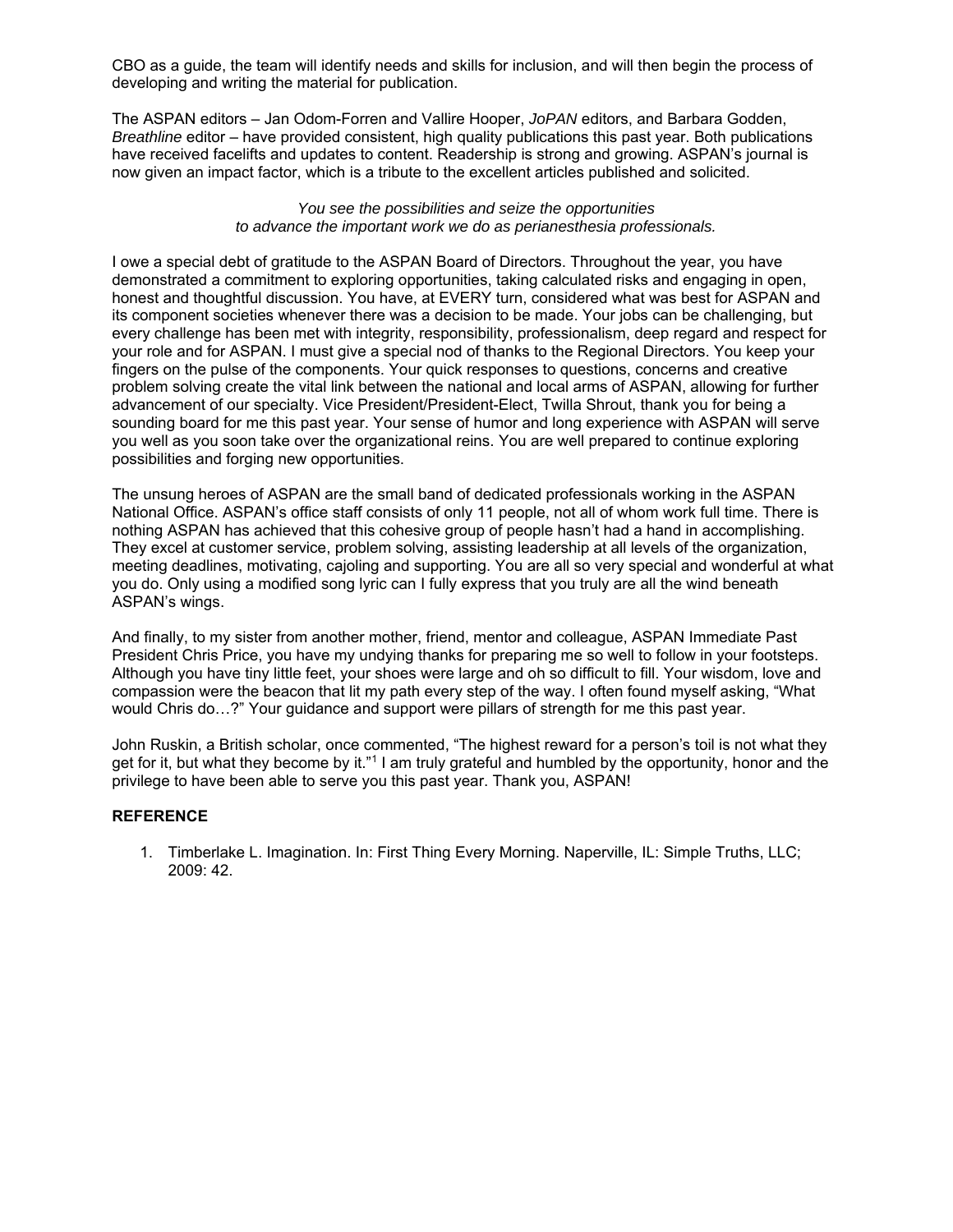CBO as a guide, the team will identify needs and skills for inclusion, and will then begin the process of developing and writing the material for publication.

The ASPAN editors – Jan Odom-Forren and Vallire Hooper, *JoPAN* editors, and Barbara Godden, *Breathline* editor – have provided consistent, high quality publications this past year. Both publications have received facelifts and updates to content. Readership is strong and growing. ASPAN's journal is now given an impact factor, which is a tribute to the excellent articles published and solicited.

*You see the possibilities and seize the opportunities to advance the important work we do as perianesthesia professionals.*

I owe a special debt of gratitude to the ASPAN Board of Directors. Throughout the year, you have demonstrated a commitment to exploring opportunities, taking calculated risks and engaging in open, honest and thoughtful discussion. You have, at EVERY turn, considered what was best for ASPAN and its component societies whenever there was a decision to be made. Your jobs can be challenging, but every challenge has been met with integrity, responsibility, professionalism, deep regard and respect for your role and for ASPAN. I must give a special nod of thanks to the Regional Directors. You keep your fingers on the pulse of the components. Your quick responses to questions, concerns and creative problem solving create the vital link between the national and local arms of ASPAN, allowing for further advancement of our specialty. Vice President/President-Elect, Twilla Shrout, thank you for being a sounding board for me this past year. Your sense of humor and long experience with ASPAN will serve you well as you soon take over the organizational reins. You are well prepared to continue exploring possibilities and forging new opportunities.

The unsung heroes of ASPAN are the small band of dedicated professionals working in the ASPAN National Office. ASPAN's office staff consists of only 11 people, not all of whom work full time. There is nothing ASPAN has achieved that this cohesive group of people hasn't had a hand in accomplishing. They excel at customer service, problem solving, assisting leadership at all levels of the organization, meeting deadlines, motivating, cajoling and supporting. You are all so very special and wonderful at what you do. Only using a modified song lyric can I fully express that you truly are all the wind beneath ASPAN's wings.

And finally, to my sister from another mother, friend, mentor and colleague, ASPAN Immediate Past President Chris Price, you have my undying thanks for preparing me so well to follow in your footsteps. Although you have tiny little feet, your shoes were large and oh so difficult to fill. Your wisdom, love and compassion were the beacon that lit my path every step of the way. I often found myself asking, "What would Chris do…?" Your guidance and support were pillars of strength for me this past year.

John Ruskin, a British scholar, once commented, "The highest reward for a person's toil is not what they get for it, but what they become by it."[1] I am truly grateful and humbled by the opportunity, honor and the privilege to have been able to serve you this past year. Thank you, ASPAN!

## REFERENCE

1. Timberlake L. Imagination. In: First Thing Every Morning. Naperville, IL: Simple Truths, LLC; 2009: 42.